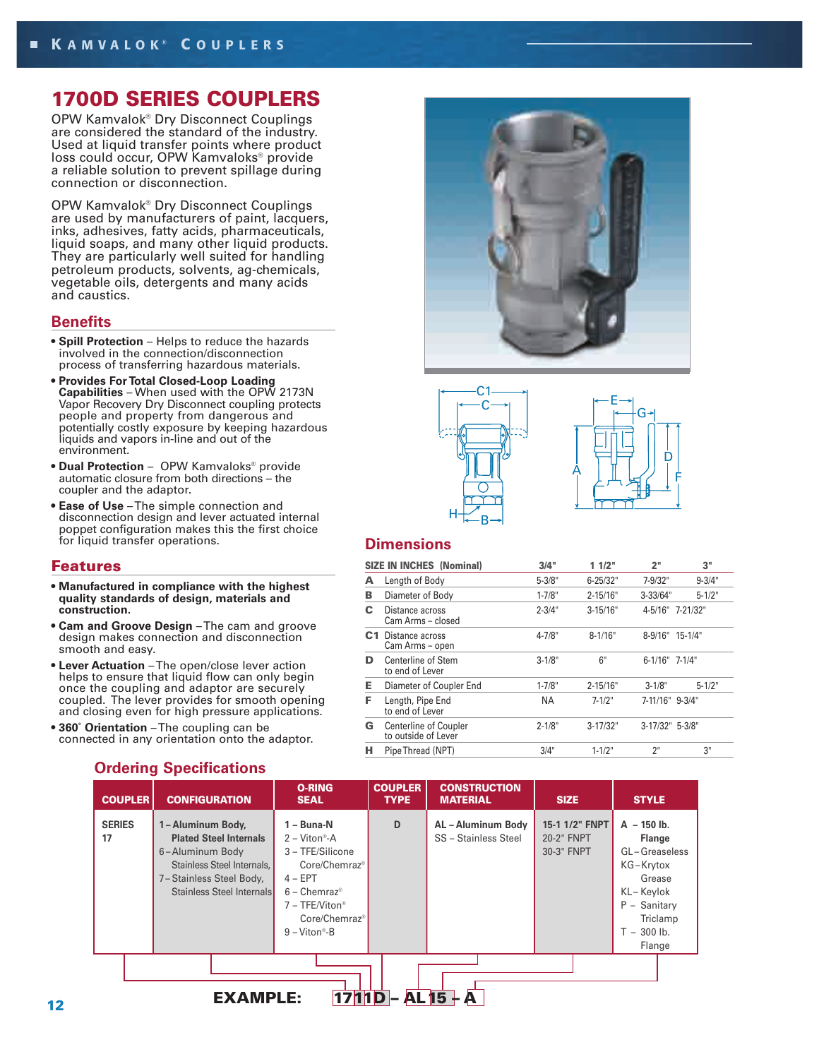# 1700D SERIES COUPLERS

OPW Kamvalok® Dry Disconnect Couplings are considered the standard of the industry. Used at liquid transfer points where product loss could occur, OPW Kamvaloks® provide a reliable solution to prevent spillage during connection or disconnection.

OPW Kamvalok® Dry Disconnect Couplings are used by manufacturers of paint, lacquers, inks, adhesives, fatty acids, pharmaceuticals, liquid soaps, and many other liquid products. They are particularly well suited for handling petroleum products, solvents, ag-chemicals, vegetable oils, detergents and many acids and caustics.

## Benefits

- **Spill Protection** – Helps to reduce the hazards involved in the connection/disconnection process of transferring hazardous materials.
- **Provides For Total Closed-Loop Loading Capabilities** – When used with the OPW 2173N Vapor Recovery Dry Disconnect coupling protects people and property from dangerous and potentially costly exposure by keeping hazardous liquids and vapors in-line and out of the environment.
- **Dual Protection** – OPW Kamvaloks® provide automatic closure from both directions – the coupler and the adaptor.
- **Ease of Use** – The simple connection and disconnection design and lever actuated internal poppet configuration makes this the first choice for liquid transfer operations.

## Features

- **Manufactured in compliance with the highest quality standards of design, materials and construction.**
- **Cam and Groove Design** – The cam and groove design makes connection and disconnection smooth and easy.
- **Lever Actuation** – The open/close lever action helps to ensure that liquid flow can only begin once the coupling and adaptor are securely coupled. The lever provides for smooth opening and closing even for high pressure applications.
- **360° Orientation** – The coupling can be connected in any orientation onto the adaptor.

## Dimensions

| | SIZE IN INCHES (Nominal) | 3/4" | 1 1/2" | 2" | 3" |
|---|---|---|---|---|---|
| A | Length of Body | 5-3/8" | 6-25/32" | 7-9/32" | 9-3/4" |
| B | Diameter of Body | 1-7/8" | 2-15/16" | 3-33/64" | 5-1/2" |
| C | Distance across Cam Arms – closed | 2-3/4" | 3-15/16" | 4-5/16" | 7-21/32" |
| C1 | Distance across Cam Arms – open | 4-7/8" | 8-1/16" | 8-9/16" | 15-1/4" |
| D | Centerline of Stem to end of Lever | 3-1/8" | 6" | 6-1/16" | 7-1/4" |
| E | Diameter of Coupler End | 1-7/8" | 2-15/16" | 3-1/8" | 5-1/2" |
| F | Length, Pipe End to end of Lever | NA | 7-1/2" | 7-11/16" | 9-3/4" |
| G | Centerline of Coupler to outside of Lever | 2-1/8" | 3-17/32" | 3-17/32" | 5-3/8" |
| H | Pipe Thread (NPT) | 3/4" | 1-1/2" | 2" | 3" |

## Ordering Specifications

| COUPLER | CONFIGURATION | O-RING SEAL | COUPLER TYPE | CONSTRUCTION MATERIAL | SIZE | STYLE |
|---|---|---|---|---|---|---|
| SERIES 17 | **1 – Aluminum Body, Plated Steel Internals**<br>6 – Aluminum Body Stainless Steel Internals,<br>7 – Stainless Steel Body, Stainless Steel Internals | **1 – Buna-N**<br>2 – Viton®-A<br>3 – TFE/Silicone Core/Chemraz®<br>4 – EPT<br>6 – Chemraz®<br>7 – TFE/Viton® Core/Chemraz®<br>9 – Viton®-B | D | **AL – Aluminum Body**<br>SS – Stainless Steel | **15-1 1/2" FNPT**<br>20-2" FNPT<br>30-3" FNPT | **A – 150 lb. Flange**<br>GL – Greaseless<br>KG – Krytox Grease<br>KL – Keylok<br>P – Sanitary Triclamp<br>T – 300 lb. Flange |

**EXAMPLE: 1711D – AL15 – A**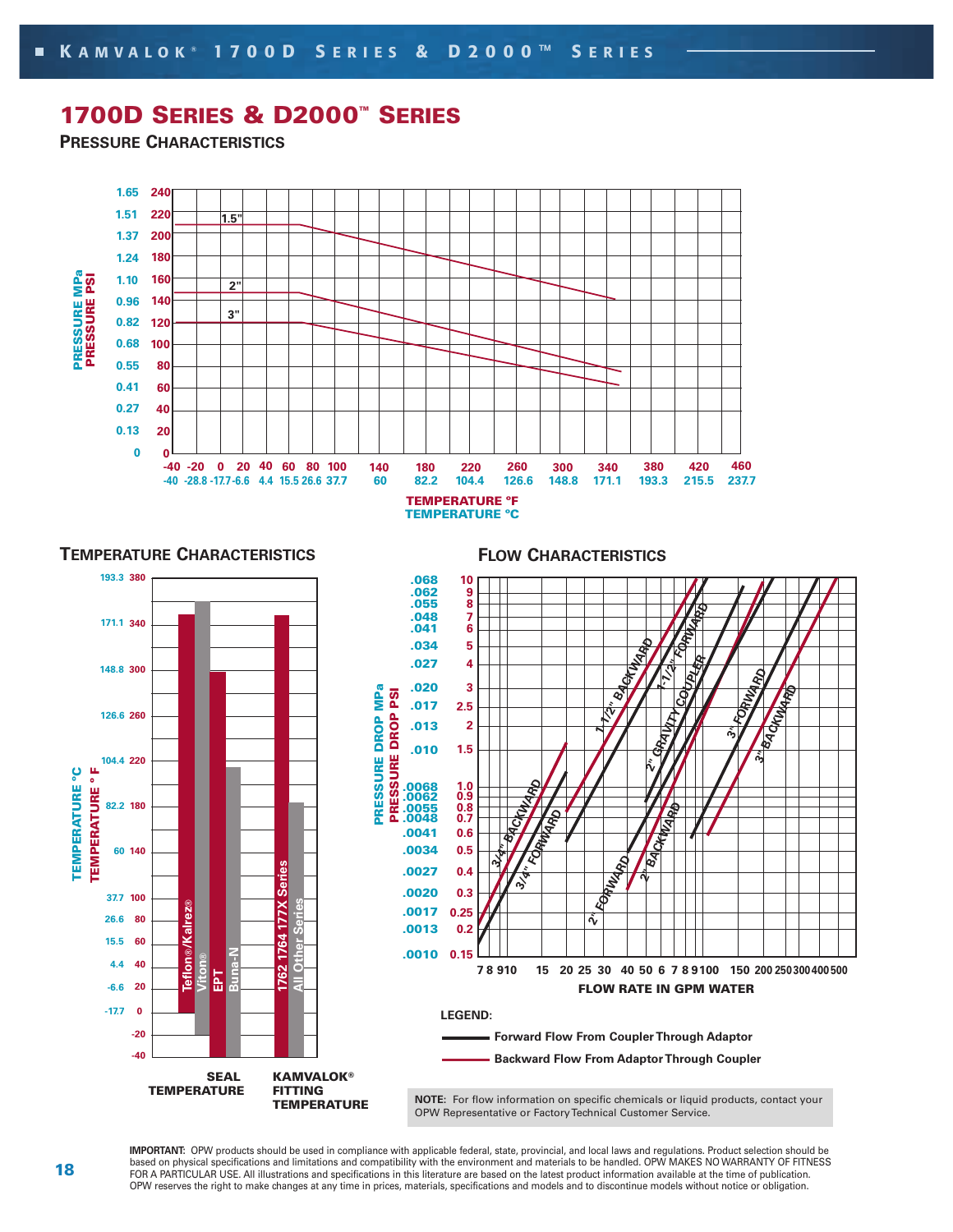# 1700D Series & D2000™ Series

## Pressure Characteristics

PRESSURE MPa
PRESSURE PSI

1.65 240
1.51 220
1.37 200
1.24 180
1.10 160
0.96 140
0.82 120
0.68 100
0.55 80
0.41 60
0.27 40
0.13 20
0 0

1.5"
2"
3"

-40 -20 0 20 40 60 80 100 140 180 220 260 300 340 380 420 460
-40 -28.8 -17.7 -6.6 4.4 15.5 26.6 37.7 60 82.2 104.4 126.6 148.8 171.1 193.3 215.5 237.7

TEMPERATURE °F
TEMPERATURE °C

## Temperature Characteristics

TEMPERATURE °C
TEMPERATURE °F

193.3 380
171.1 340
148.8 300
126.6 260
104.4 220
82.2 180
60 140
37.7 100
26.6 80
15.5 60
4.4 40
-6.6 20
-17.7 0
-20
-40

Teflon®/Kalrez®
Viton®
EPT
Buna-N
1762 1764 177X Series
All Other Series

SEAL TEMPERATURE
KAMVALOK® FITTING TEMPERATURE

## Flow Characteristics

PRESSURE DROP MPa
PRESSURE DROP PSI

.068 10
.062 9
.055 8
.048 7
.041 6
.034 5
.027 4
.020 3
.017 2.5
.013 2
.010 1.5
.0068 1.0
.0062 0.9
.0055 0.8
.0048 0.7
.0041 0.6
.0034 0.5
.0027 0.4
.0020 0.3
.0017 0.25
.0013 0.2
.0010 0.15

3/4" BACKWARD
3/4" FORWARD
1-1/2" BACKWARD
1-1/2" FORWARD
2" GRAVITY COUPLER
2" FORWARD
2" BACKWARD
3" FORWARD
3" BACKWARD

7 8 9 10 15 20 25 30 40 50 6 7 8 9 100 150 200 250 300 400 500

FLOW RATE IN GPM WATER

**LEGEND:**

Forward Flow From Coupler Through Adaptor

Backward Flow From Adaptor Through Coupler

**NOTE:** For flow information on specific chemicals or liquid products, contact your OPW Representative or Factory Technical Customer Service.

**IMPORTANT:** OPW products should be used in compliance with applicable federal, state, provincial, and local laws and regulations. Product selection should be based on physical specifications and limitations and compatibility with the environment and materials to be handled. OPW MAKES NO WARRANTY OF FITNESS FOR A PARTICULAR USE. All illustrations and specifications in this literature are based on the latest product information available at the time of publication. OPW reserves the right to make changes at any time in prices, materials, specifications and models and to discontinue models without notice or obligation.